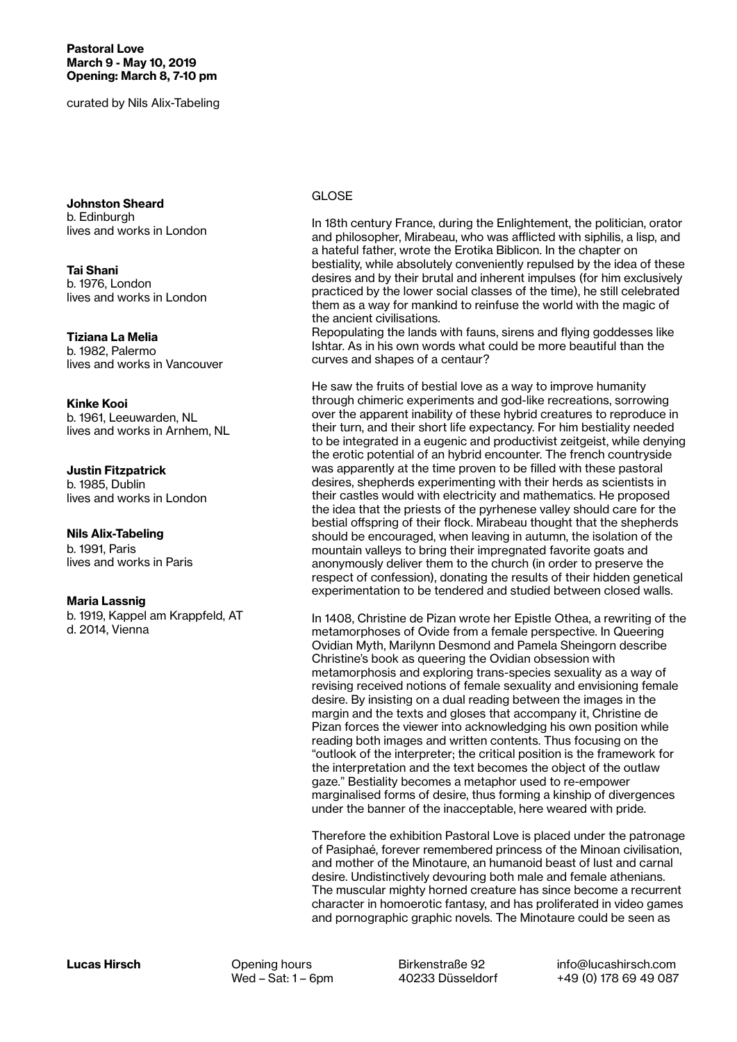**Pastoral Love**
**March 9 - May 10, 2019**
**Opening: March 8, 7-10 pm**

curated by Nils Alix-Tabeling

**Johnston Sheard**
b. Edinburgh
lives and works in London

**Tai Shani**
b. 1976, London
lives and works in London

**Tiziana La Melia**
b. 1982, Palermo
lives and works in Vancouver

**Kinke Kooi**
b. 1961, Leeuwarden, NL
lives and works in Arnhem, NL

**Justin Fitzpatrick**
b. 1985, Dublin
lives and works in London

**Nils Alix-Tabeling**
b. 1991, Paris
lives and works in Paris

**Maria Lassnig**
b. 1919, Kappel am Krappfeld, AT
d. 2014, Vienna

GLOSE

In 18th century France, during the Enlightement, the politician, orator and philosopher, Mirabeau, who was afflicted with siphilis, a lisp, and a hateful father, wrote the Erotika Biblicon. In the chapter on bestiality, while absolutely conveniently repulsed by the idea of these desires and by their brutal and inherent impulses (for him exclusively practiced by the lower social classes of the time), he still celebrated them as a way for mankind to reinfuse the world with the magic of the ancient civilisations.
Repopulating the lands with fauns, sirens and flying goddesses like Ishtar. As in his own words what could be more beautiful than the curves and shapes of a centaur?

He saw the fruits of bestial love as a way to improve humanity through chimeric experiments and god-like recreations, sorrowing over the apparent inability of these hybrid creatures to reproduce in their turn, and their short life expectancy. For him bestiality needed to be integrated in a eugenic and productivist zeitgeist, while denying the erotic potential of an hybrid encounter. The french countryside was apparently at the time proven to be filled with these pastoral desires, shepherds experimenting with their herds as scientists in their castles would with electricity and mathematics. He proposed the idea that the priests of the pyrhenese valley should care for the bestial offspring of their flock. Mirabeau thought that the shepherds should be encouraged, when leaving in autumn, the isolation of the mountain valleys to bring their impregnated favorite goats and anonymously deliver them to the church (in order to preserve the respect of confession), donating the results of their hidden genetical experimentation to be tendered and studied between closed walls.

In 1408, Christine de Pizan wrote her Epistle Othea, a rewriting of the metamorphoses of Ovide from a female perspective. In Queering Ovidian Myth, Marilynn Desmond and Pamela Sheingorn describe Christine's book as queering the Ovidian obsession with metamorphosis and exploring trans-species sexuality as a way of revising received notions of female sexuality and envisioning female desire. By insisting on a dual reading between the images in the margin and the texts and gloses that accompany it, Christine de Pizan forces the viewer into acknowledging his own position while reading both images and written contents. Thus focusing on the "outlook of the interpreter; the critical position is the framework for the interpretation and the text becomes the object of the outlaw gaze." Bestiality becomes a metaphor used to re-empower marginalised forms of desire, thus forming a kinship of divergences under the banner of the inacceptable, here weared with pride.

Therefore the exhibition Pastoral Love is placed under the patronage of Pasiphaé, forever remembered princess of the Minoan civilisation, and mother of the Minotaure, an humanoid beast of lust and carnal desire. Undistinctively devouring both male and female athenians. The muscular mighty horned creature has since become a recurrent character in homoerotic fantasy, and has proliferated in video games and pornographic graphic novels. The Minotaure could be seen as

**Lucas Hirsch** Opening hours Wed – Sat: 1 – 6pm Birkenstraße 92 40233 Düsseldorf info@lucashirsch.com +49 (0) 178 69 49 087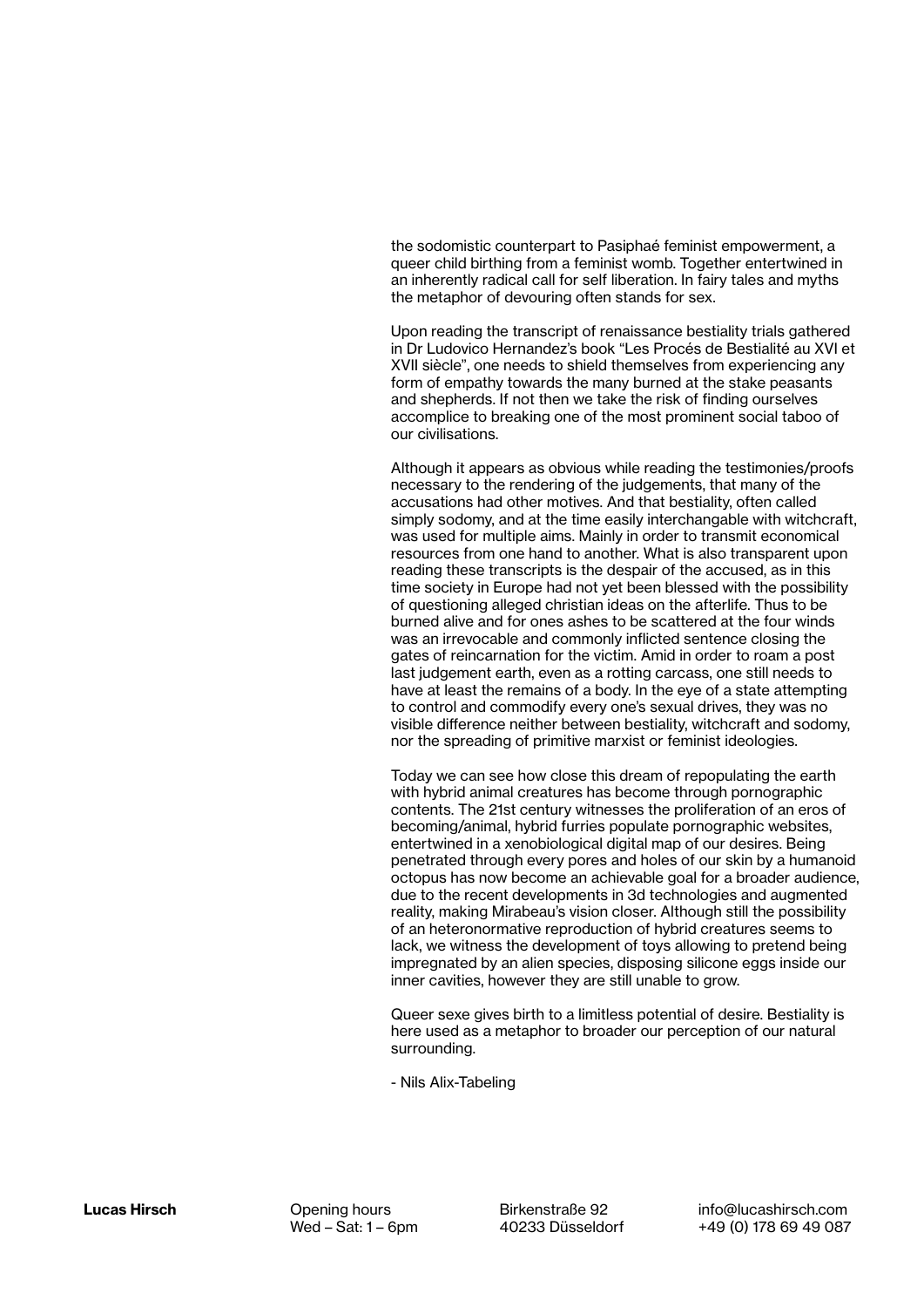the sodomistic counterpart to Pasiphaé feminist empowerment, a queer child birthing from a feminist womb. Together entertwined in an inherently radical call for self liberation. In fairy tales and myths the metaphor of devouring often stands for sex.

Upon reading the transcript of renaissance bestiality trials gathered in Dr Ludovico Hernandez's book "Les Procés de Bestialité au XVI et XVII siècle", one needs to shield themselves from experiencing any form of empathy towards the many burned at the stake peasants and shepherds. If not then we take the risk of finding ourselves accomplice to breaking one of the most prominent social taboo of our civilisations.

Although it appears as obvious while reading the testimonies/proofs necessary to the rendering of the judgements, that many of the accusations had other motives. And that bestiality, often called simply sodomy, and at the time easily interchangable with witchcraft, was used for multiple aims. Mainly in order to transmit economical resources from one hand to another. What is also transparent upon reading these transcripts is the despair of the accused, as in this time society in Europe had not yet been blessed with the possibility of questioning alleged christian ideas on the afterlife. Thus to be burned alive and for ones ashes to be scattered at the four winds was an irrevocable and commonly inflicted sentence closing the gates of reincarnation for the victim. Amid in order to roam a post last judgement earth, even as a rotting carcass, one still needs to have at least the remains of a body. In the eye of a state attempting to control and commodify every one's sexual drives, they was no visible difference neither between bestiality, witchcraft and sodomy, nor the spreading of primitive marxist or feminist ideologies.

Today we can see how close this dream of repopulating the earth with hybrid animal creatures has become through pornographic contents. The 21st century witnesses the proliferation of an eros of becoming/animal, hybrid furries populate pornographic websites, entertwined in a xenobiological digital map of our desires. Being penetrated through every pores and holes of our skin by a humanoid octopus has now become an achievable goal for a broader audience, due to the recent developments in 3d technologies and augmented reality, making Mirabeau's vision closer. Although still the possibility of an heteronormative reproduction of hybrid creatures seems to lack, we witness the development of toys allowing to pretend being impregnated by an alien species, disposing silicone eggs inside our inner cavities, however they are still unable to grow.

Queer sexe gives birth to a limitless potential of desire. Bestiality is here used as a metaphor to broader our perception of our natural surrounding.

- Nils Alix-Tabeling

**Lucas Hirsch**

Opening hours
Wed – Sat: 1 – 6pm

Birkenstraße 92
40233 Düsseldorf

info@lucashirsch.com
+49 (0) 178 69 49 087